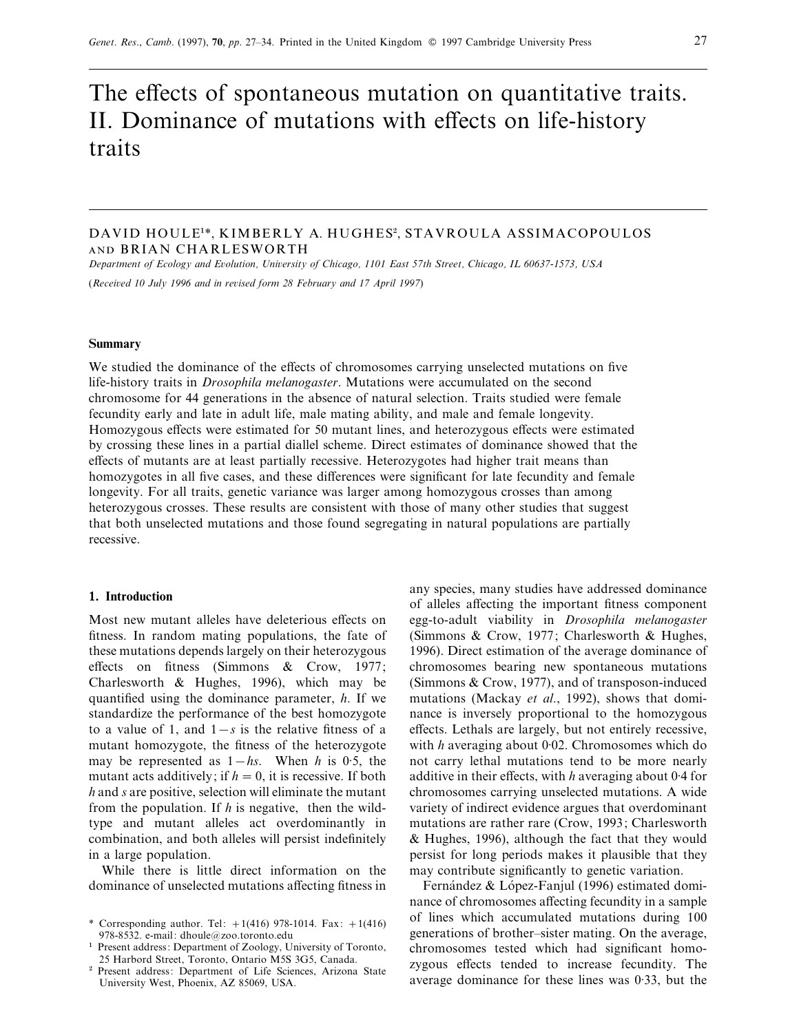# The effects of spontaneous mutation on quantitative traits. II. Dominance of mutations with effects on life-history traits

DAVID HOULE[1]*, KIMBERLY A. HUGHES[2], STAVROULA ASSIMACOPOULOS AND BRIAN CHARLESWORTH

*Department of Ecology and Evolution, University of Chicago, 1101 East 57th Street, Chicago, IL 60637-1573, USA*

(*Received 10 July 1996 and in revised form 28 February and 17 April 1997*)

### Summary

We studied the dominance of the effects of chromosomes carrying unselected mutations on five life-history traits in *Drosophila melanogaster*. Mutations were accumulated on the second chromosome for 44 generations in the absence of natural selection. Traits studied were female fecundity early and late in adult life, male mating ability, and male and female longevity. Homozygous effects were estimated for 50 mutant lines, and heterozygous effects were estimated by crossing these lines in a partial diallel scheme. Direct estimates of dominance showed that the effects of mutants are at least partially recessive. Heterozygotes had higher trait means than homozygotes in all five cases, and these differences were significant for late fecundity and female longevity. For all traits, genetic variance was larger among homozygous crosses than among heterozygous crosses. These results are consistent with those of many other studies that suggest that both unselected mutations and those found segregating in natural populations are partially recessive.

## 1. Introduction

Most new mutant alleles have deleterious effects on fitness. In random mating populations, the fate of these mutations depends largely on their heterozygous effects on fitness (Simmons & Crow, 1977; Charlesworth & Hughes, 1996), which may be quantified using the dominance parameter, $h$. If we standardize the performance of the best homozygote to a value of 1, and $1-s$ is the relative fitness of a mutant homozygote, the fitness of the heterozygote may be represented as $1-hs$. When $h$ is 0·5, the mutant acts additively; if $h = 0$, it is recessive. If both $h$ and $s$ are positive, selection will eliminate the mutant from the population. If $h$ is negative, then the wild-type and mutant alleles act overdominantly in combination, and both alleles will persist indefinitely in a large population.

While there is little direct information on the dominance of unselected mutations affecting fitness in any species, many studies have addressed dominance of alleles affecting the important fitness component egg-to-adult viability in *Drosophila melanogaster* (Simmons & Crow, 1977; Charlesworth & Hughes, 1996). Direct estimation of the average dominance of chromosomes bearing new spontaneous mutations (Simmons & Crow, 1977), and of transposon-induced mutations (Mackay *et al.*, 1992), shows that dominance is inversely proportional to the homozygous effects. Lethals are largely, but not entirely recessive, with $h$ averaging about 0·02. Chromosomes which do not carry lethal mutations tend to be more nearly additive in their effects, with $h$ averaging about 0·4 for chromosomes carrying unselected mutations. A wide variety of indirect evidence argues that overdominant mutations are rather rare (Crow, 1993; Charlesworth & Hughes, 1996), although the fact that they would persist for long periods makes it plausible that they may contribute significantly to genetic variation.

Fernández & López-Fanjul (1996) estimated dominance of chromosomes affecting fecundity in a sample of lines which accumulated mutations during 100 generations of brother–sister mating. On the average, chromosomes tested which had significant homozygous effects tended to increase fecundity. The average dominance for these lines was 0·33, but the

\* Corresponding author. Tel: +1(416) 978-1014. Fax: +1(416) 978-8532. e-mail: dhoule@zoo.toronto.edu

[1] Present address: Department of Zoology, University of Toronto, 25 Harbord Street, Toronto, Ontario M5S 3G5, Canada.

[2] Present address: Department of Life Sciences, Arizona State University West, Phoenix, AZ 85069, USA.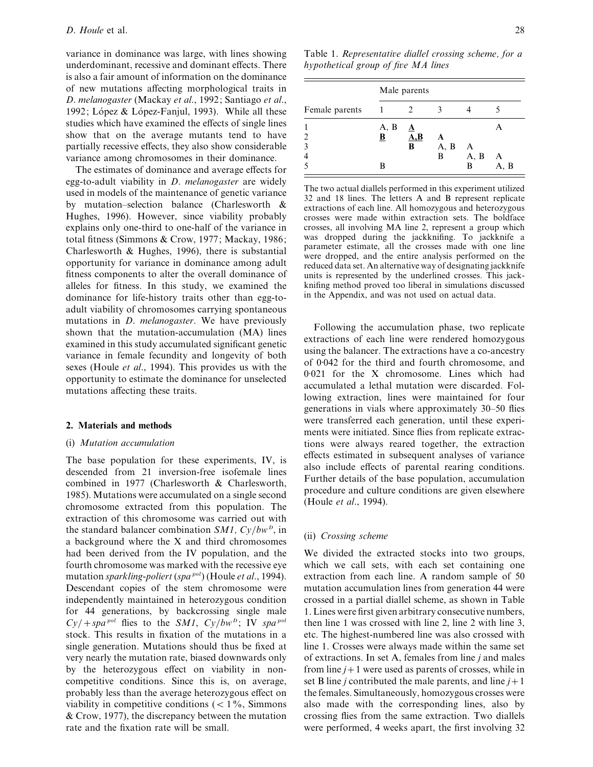variance in dominance was large, with lines showing underdominant, recessive and dominant effects. There is also a fair amount of information on the dominance of new mutations affecting morphological traits in *D. melanogaster* (Mackay *et al*., 1992; Santiago *et al*., 1992; López & López-Fanjul, 1993). While all these studies which have examined the effects of single lines show that on the average mutants tend to have partially recessive effects, they also show considerable variance among chromosomes in their dominance.

The estimates of dominance and average effects for egg-to-adult viability in *D. melanogaster* are widely used in models of the maintenance of genetic variance by mutation–selection balance (Charlesworth & Hughes, 1996). However, since viability probably explains only one-third to one-half of the variance in total fitness (Simmons & Crow, 1977; Mackay, 1986; Charlesworth & Hughes, 1996), there is substantial opportunity for variance in dominance among adult fitness components to alter the overall dominance of alleles for fitness. In this study, we examined the dominance for life-history traits other than egg-to-adult viability of chromosomes carrying spontaneous mutations in *D. melanogaster*. We have previously shown that the mutation-accumulation (MA) lines examined in this study accumulated significant genetic variance in female fecundity and longevity of both sexes (Houle *et al*., 1994). This provides us with the opportunity to estimate the dominance for unselected mutations affecting these traits.

## 2. Materials and methods

### (i) *Mutation accumulation*

The base population for these experiments, IV, is descended from 21 inversion-free isofemale lines combined in 1977 (Charlesworth & Charlesworth, 1985). Mutations were accumulated on a single second chromosome extracted from this population. The extraction of this chromosome was carried out with the standard balancer combination *SM1, Cy/bw*$^D$, in a background where the X and third chromosomes had been derived from the IV population, and the fourth chromosome was marked with the recessive eye mutation *sparkling-poliert* (*spa*$^{pol}$) (Houle *et al*., 1994). Descendant copies of the stem chromosome were independently maintained in heterozygous condition for 44 generations, by backcrossing single male *Cy/+ spa*$^{pol}$ flies to the *SM1, Cy/bw*$^D$; IV *spa*$^{pol}$ stock. This results in fixation of the mutations in a single generation. Mutations should thus be fixed at very nearly the mutation rate, biased downwards only by the heterozygous effect on viability in non-competitive conditions. Since this is, on average, probably less than the average heterozygous effect on viability in competitive conditions (< 1%, Simmons & Crow, 1977), the discrepancy between the mutation rate and the fixation rate will be small.

Table 1. *Representative diallel crossing scheme, for a hypothetical group of five MA lines*

| | Male parents | | | | |
|---|---|---|---|---|---|
| Female parents | 1 | 2 | 3 | 4 | 5 |
| 1 | A, B | <u>**A**</u> | | | A |
| 2 | <u>**B**</u> | <u>**A,B**</u> | **A** | | |
| 3 | | **B** | A, B | A | |
| 4 | | | B | A, B | A |
| 5 | B | | | B | A, B |

The two actual diallels performed in this experiment utilized 32 and 18 lines. The letters A and B represent replicate extractions of each line. All homozygous and heterozygous crosses were made within extraction sets. The boldface crosses, all involving MA line 2, represent a group which was dropped during the jackknifing. To jackknife a parameter estimate, all the crosses made with one line were dropped, and the entire analysis performed on the reduced data set. An alternative way of designating jackknife units is represented by the underlined crosses. This jackknifing method proved too liberal in simulations discussed in the Appendix, and was not used on actual data.

Following the accumulation phase, two replicate extractions of each line were rendered homozygous using the balancer. The extractions have a co-ancestry of 0·042 for the third and fourth chromosome, and 0·021 for the X chromosome. Lines which had accumulated a lethal mutation were discarded. Following extraction, lines were maintained for four generations in vials where approximately 30–50 flies were transferred each generation, until these experiments were initiated. Since flies from replicate extractions were always reared together, the extraction effects estimated in subsequent analyses of variance also include effects of parental rearing conditions. Further details of the base population, accumulation procedure and culture conditions are given elsewhere (Houle *et al*., 1994).

### (ii) *Crossing scheme*

We divided the extracted stocks into two groups, which we call sets, with each set containing one extraction from each line. A random sample of 50 mutation accumulation lines from generation 44 were crossed in a partial diallel scheme, as shown in Table 1. Lines were first given arbitrary consecutive numbers, then line 1 was crossed with line 2, line 2 with line 3, etc. The highest-numbered line was also crossed with line 1. Crosses were always made within the same set of extractions. In set A, females from line $j$ and males from line $j+1$ were used as parents of crosses, while in set B line $j$ contributed the male parents, and line $j+1$ the females. Simultaneously, homozygous crosses were also made with the corresponding lines, also by crossing flies from the same extraction. Two diallels were performed, 4 weeks apart, the first involving 32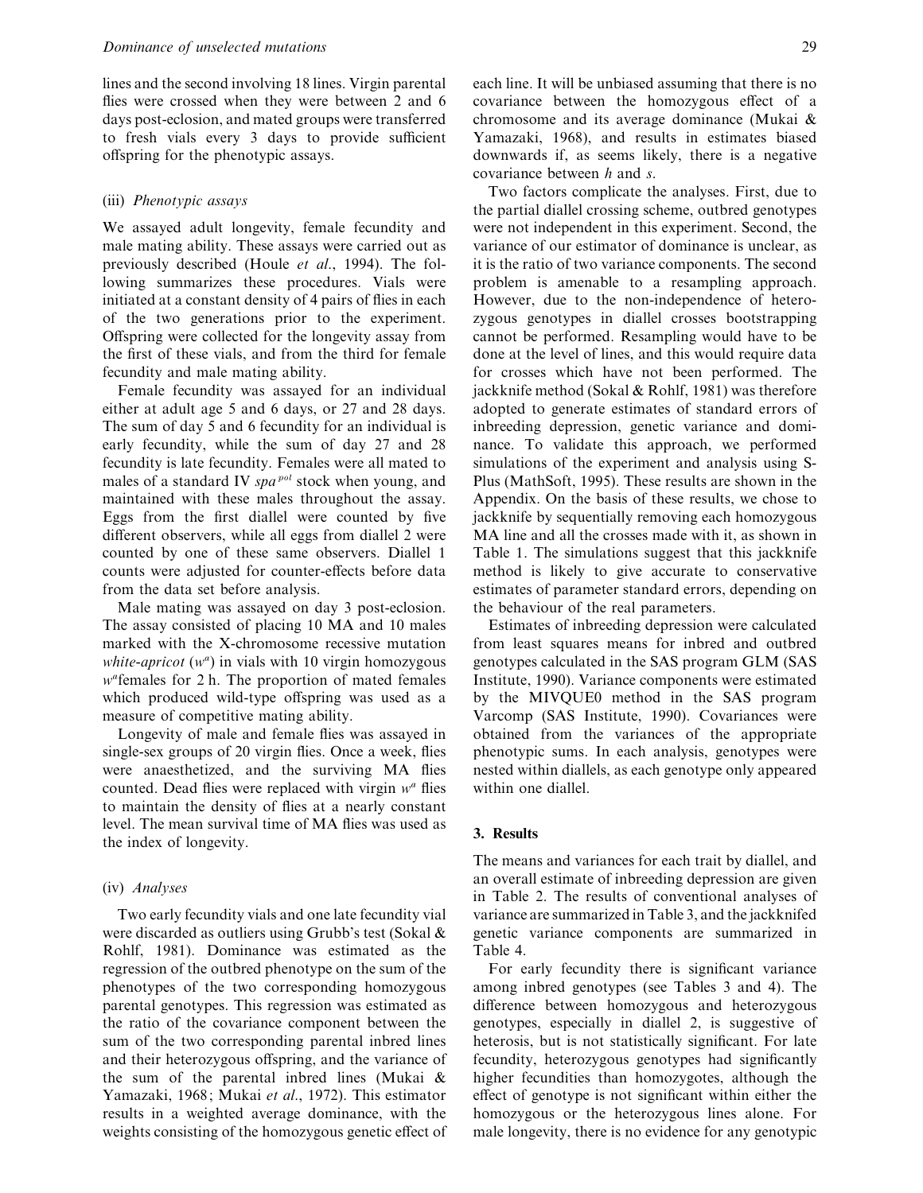lines and the second involving 18 lines. Virgin parental flies were crossed when they were between 2 and 6 days post-eclosion, and mated groups were transferred to fresh vials every 3 days to provide sufficient offspring for the phenotypic assays.

### (iii) *Phenotypic assays*

We assayed adult longevity, female fecundity and male mating ability. These assays were carried out as previously described (Houle *et al*., 1994). The following summarizes these procedures. Vials were initiated at a constant density of 4 pairs of flies in each of the two generations prior to the experiment. Offspring were collected for the longevity assay from the first of these vials, and from the third for female fecundity and male mating ability.

Female fecundity was assayed for an individual either at adult age 5 and 6 days, or 27 and 28 days. The sum of day 5 and 6 fecundity for an individual is early fecundity, while the sum of day 27 and 28 fecundity is late fecundity. Females were all mated to males of a standard IV $spa^{pol}$ stock when young, and maintained with these males throughout the assay. Eggs from the first diallel were counted by five different observers, while all eggs from diallel 2 were counted by one of these same observers. Diallel 1 counts were adjusted for counter-effects before data from the data set before analysis.

Male mating was assayed on day 3 post-eclosion. The assay consisted of placing 10 MA and 10 males marked with the X-chromosome recessive mutation *white-apricot* ($w^a$) in vials with 10 virgin homozygous $w^a$females for 2 h. The proportion of mated females which produced wild-type offspring was used as a measure of competitive mating ability.

Longevity of male and female flies was assayed in single-sex groups of 20 virgin flies. Once a week, flies were anaesthetized, and the surviving MA flies counted. Dead flies were replaced with virgin $w^a$ flies to maintain the density of flies at a nearly constant level. The mean survival time of MA flies was used as the index of longevity.

### (iv) *Analyses*

Two early fecundity vials and one late fecundity vial were discarded as outliers using Grubb's test (Sokal & Rohlf, 1981). Dominance was estimated as the regression of the outbred phenotype on the sum of the phenotypes of the two corresponding homozygous parental genotypes. This regression was estimated as the ratio of the covariance component between the sum of the two corresponding parental inbred lines and their heterozygous offspring, and the variance of the sum of the parental inbred lines (Mukai & Yamazaki, 1968; Mukai *et al*., 1972). This estimator results in a weighted average dominance, with the weights consisting of the homozygous genetic effect of each line. It will be unbiased assuming that there is no covariance between the homozygous effect of a chromosome and its average dominance (Mukai & Yamazaki, 1968), and results in estimates biased downwards if, as seems likely, there is a negative covariance between $h$ and $s$.

Two factors complicate the analyses. First, due to the partial diallel crossing scheme, outbred genotypes were not independent in this experiment. Second, the variance of our estimator of dominance is unclear, as it is the ratio of two variance components. The second problem is amenable to a resampling approach. However, due to the non-independence of heterozygous genotypes in diallel crosses bootstrapping cannot be performed. Resampling would have to be done at the level of lines, and this would require data for crosses which have not been performed. The jackknife method (Sokal & Rohlf, 1981) was therefore adopted to generate estimates of standard errors of inbreeding depression, genetic variance and dominance. To validate this approach, we performed simulations of the experiment and analysis using S-Plus (MathSoft, 1995). These results are shown in the Appendix. On the basis of these results, we chose to jackknife by sequentially removing each homozygous MA line and all the crosses made with it, as shown in Table 1. The simulations suggest that this jackknife method is likely to give accurate to conservative estimates of parameter standard errors, depending on the behaviour of the real parameters.

Estimates of inbreeding depression were calculated from least squares means for inbred and outbred genotypes calculated in the SAS program GLM (SAS Institute, 1990). Variance components were estimated by the MIVQUE0 method in the SAS program Varcomp (SAS Institute, 1990). Covariances were obtained from the variances of the appropriate phenotypic sums. In each analysis, genotypes were nested within diallels, as each genotype only appeared within one diallel.

## 3. Results

The means and variances for each trait by diallel, and an overall estimate of inbreeding depression are given in Table 2. The results of conventional analyses of variance are summarized in Table 3, and the jackknifed genetic variance components are summarized in Table 4.

For early fecundity there is significant variance among inbred genotypes (see Tables 3 and 4). The difference between homozygous and heterozygous genotypes, especially in diallel 2, is suggestive of heterosis, but is not statistically significant. For late fecundity, heterozygous genotypes had significantly higher fecundities than homozygotes, although the effect of genotype is not significant within either the homozygous or the heterozygous lines alone. For male longevity, there is no evidence for any genotypic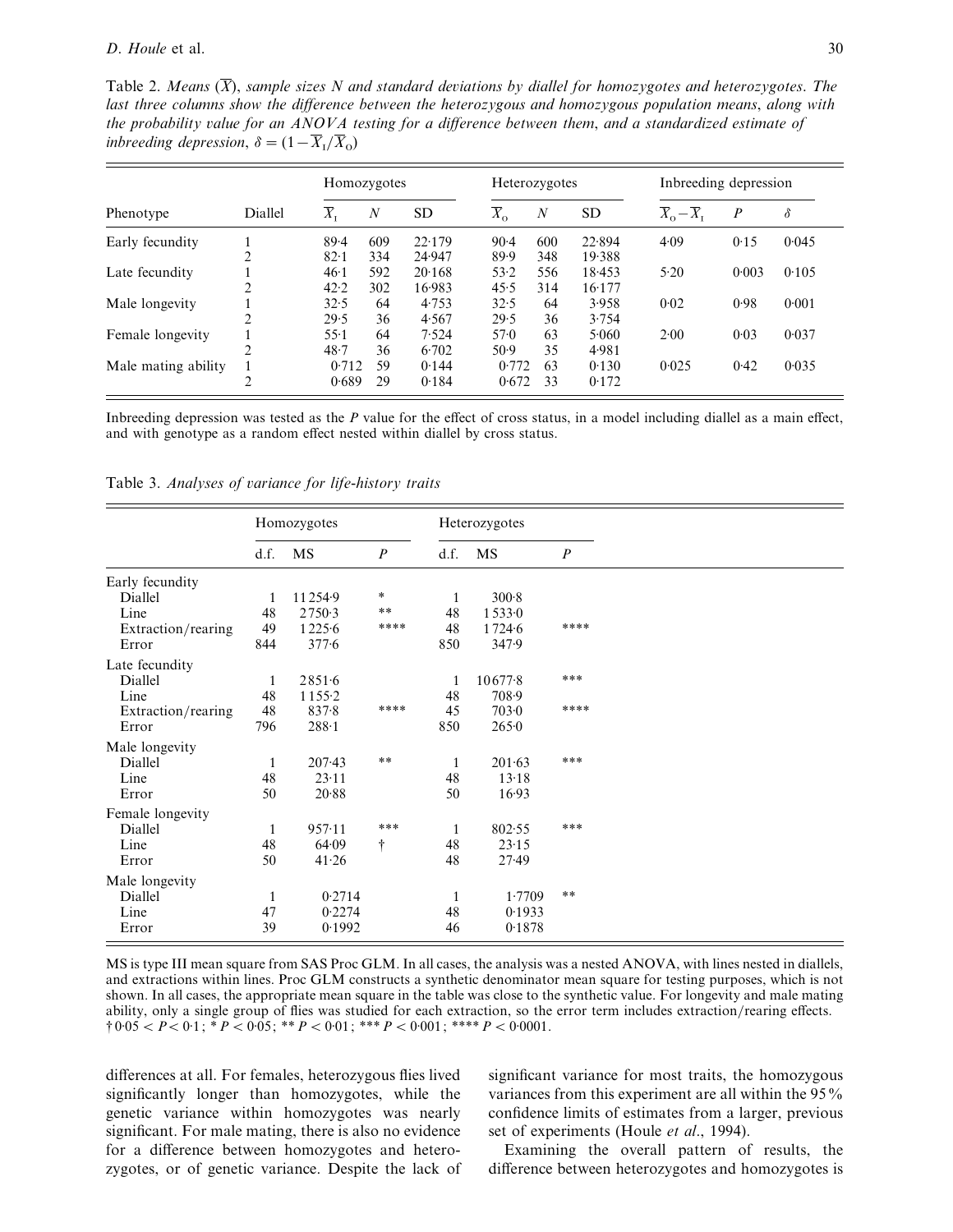Table 2. *Means ($\overline{X}$), sample sizes N and standard deviations by diallel for homozygotes and heterozygotes. The last three columns show the difference between the heterozygous and homozygous population means, along with the probability value for an ANOVA testing for a difference between them, and a standardized estimate of inbreeding depression, $\delta = (1 - \overline{X}_I/\overline{X}_O)$*

| | | Homozygotes | | | Heterozygotes | | | Inbreeding depression | | |
|---|---|---|---|---|---|---|---|---|---|---|
| Phenotype | Diallel | $\overline{X}_I$ | $N$ | SD | $\overline{X}_O$ | $N$ | SD | $\overline{X}_O - \overline{X}_I$ | $P$ | $\delta$ |
| Early fecundity | 1 | 89·4 | 609 | 22·179 | 90·4 | 600 | 22·894 | 4·09 | 0·15 | 0·045 |
| | 2 | 82·1 | 334 | 24·947 | 89·9 | 348 | 19·388 | | | |
| Late fecundity | 1 | 46·1 | 592 | 20·168 | 53·2 | 556 | 18·453 | 5·20 | 0·003 | 0·105 |
| | 2 | 42·2 | 302 | 16·983 | 45·5 | 314 | 16·177 | | | |
| Male longevity | 1 | 32·5 | 64 | 4·753 | 32·5 | 64 | 3·958 | 0·02 | 0·98 | 0·001 |
| | 2 | 29·5 | 36 | 4·567 | 29·5 | 36 | 3·754 | | | |
| Female longevity | 1 | 55·1 | 64 | 7·524 | 57·0 | 63 | 5·060 | 2·00 | 0·03 | 0·037 |
| | 2 | 48·7 | 36 | 6·702 | 50·9 | 35 | 4·981 | | | |
| Male mating ability | 1 | 0·712 | 59 | 0·144 | 0·772 | 63 | 0·130 | 0·025 | 0·42 | 0·035 |
| | 2 | 0·689 | 29 | 0·184 | 0·672 | 33 | 0·172 | | | |

Inbreeding depression was tested as the *P* value for the effect of cross status, in a model including diallel as a main effect, and with genotype as a random effect nested within diallel by cross status.

Table 3. *Analyses of variance for life-history traits*

| | Homozygotes | | | Heterozygotes | | |
|---|---|---|---|---|---|---|
| | d.f. | MS | $P$ | d.f. | MS | $P$ |
| Early fecundity | | | | | | |
| Diallel | 1 | 11254·9 | * | 1 | 300·8 | |
| Line | 48 | 2750·3 | ** | 48 | 1533·0 | |
| Extraction/rearing | 49 | 1225·6 | **** | 48 | 1724·6 | **** |
| Error | 844 | 377·6 | | 850 | 347·9 | |
| Late fecundity | | | | | | |
| Diallel | 1 | 2851·6 | | 1 | 10677·8 | *** |
| Line | 48 | 1155·2 | | 48 | 708·9 | |
| Extraction/rearing | 48 | 837·8 | **** | 45 | 703·0 | **** |
| Error | 796 | 288·1 | | 850 | 265·0 | |
| Male longevity | | | | | | |
| Diallel | 1 | 207·43 | ** | 1 | 201·63 | *** |
| Line | 48 | 23·11 | | 48 | 13·18 | |
| Error | 50 | 20·88 | | 50 | 16·93 | |
| Female longevity | | | | | | |
| Diallel | 1 | 957·11 | *** | 1 | 802·55 | *** |
| Line | 48 | 64·09 | † | 48 | 23·15 | |
| Error | 50 | 41·26 | | 48 | 27·49 | |
| Male longevity | | | | | | |
| Diallel | 1 | 0·2714 | | 1 | 1·7709 | ** |
| Line | 47 | 0·2274 | | 48 | 0·1933 | |
| Error | 39 | 0·1992 | | 46 | 0·1878 | |

MS is type III mean square from SAS Proc GLM. In all cases, the analysis was a nested ANOVA, with lines nested in diallels, and extractions within lines. Proc GLM constructs a synthetic denominator mean square for testing purposes, which is not shown. In all cases, the appropriate mean square in the table was close to the synthetic value. For longevity and male mating ability, only a single group of flies was studied for each extraction, so the error term includes extraction/rearing effects.
† $0·05 < P < 0·1$; * $P < 0·05$; ** $P < 0·01$; *** $P < 0·001$; **** $P < 0·0001$.

differences at all. For females, heterozygous flies lived significantly longer than homozygotes, while the genetic variance within homozygotes was nearly significant. For male mating, there is also no evidence for a difference between homozygotes and heterozygotes, or of genetic variance. Despite the lack of significant variance for most traits, the homozygous variances from this experiment are all within the 95% confidence limits of estimates from a larger, previous set of experiments (Houle *et al*., 1994).

Examining the overall pattern of results, the difference between heterozygotes and homozygotes is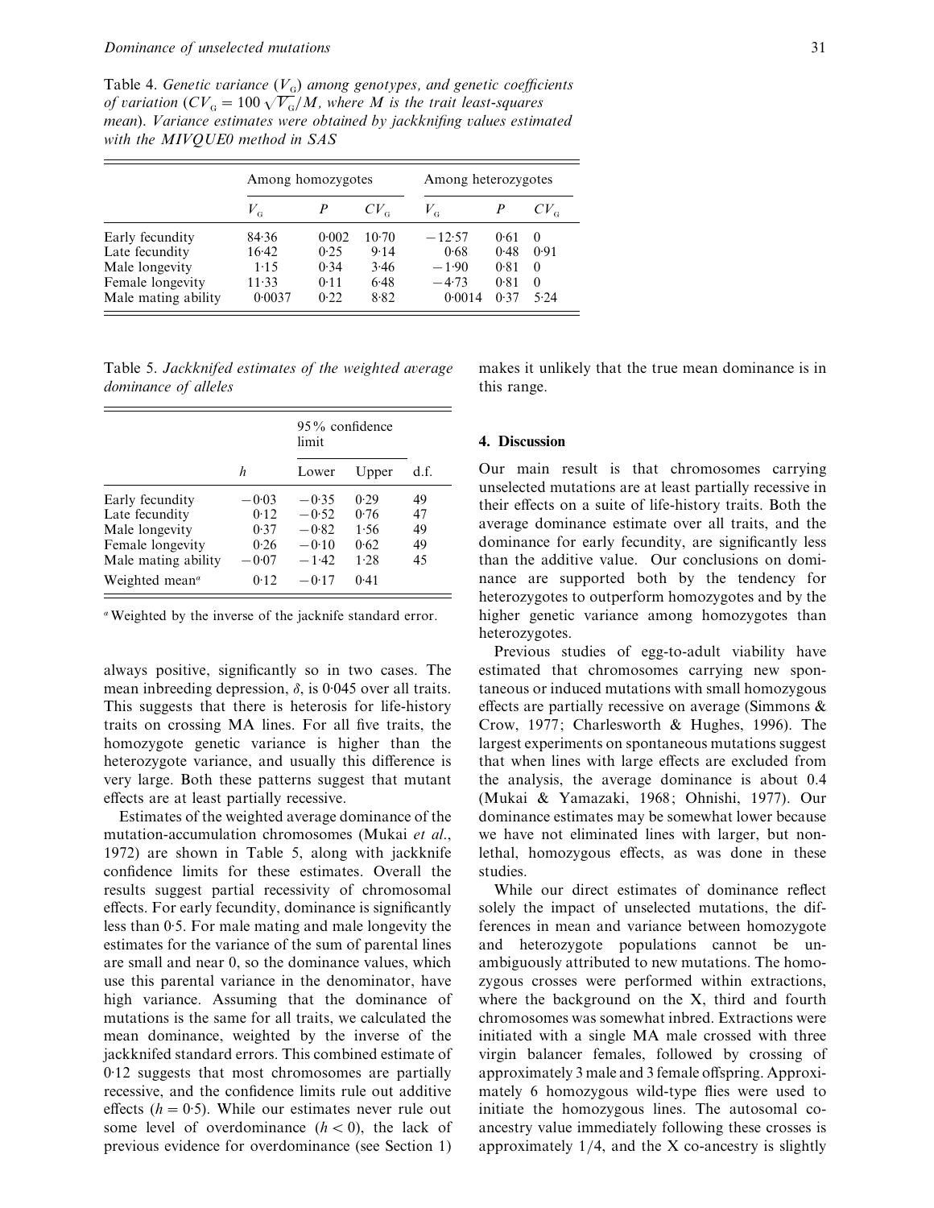Table 4. *Genetic variance ($V_G$) among genotypes, and genetic coefficients of variation ($CV_G = 100\sqrt{V_G}/M$, where $M$ is the trait least-squares mean). Variance estimates were obtained by jackknifing values estimated with the MIVQUE0 method in SAS*

| | Among homozygotes | | | Among heterozygotes | | |
|---|---|---|---|---|---|---|
| | $V_G$ | $P$ | $CV_G$ | $V_G$ | $P$ | $CV_G$ |
| Early fecundity | 84·36 | 0·002 | 10·70 | −12·57 | 0·61 | 0 |
| Late fecundity | 16·42 | 0·25 | 9·14 | 0·68 | 0·48 | 0·91 |
| Male longevity | 1·15 | 0·34 | 3·46 | −1·90 | 0·81 | 0 |
| Female longevity | 11·33 | 0·11 | 6·48 | −4·73 | 0·81 | 0 |
| Male mating ability | 0·0037 | 0·22 | 8·82 | 0·0014 | 0·37 | 5·24 |

Table 5. *Jackknifed estimates of the weighted average dominance of alleles*

| | $h$ | 95% confidence limit | | d.f. |
|---|---|---|---|---|
| | | Lower | Upper | |
| Early fecundity | −0·03 | −0·35 | 0·29 | 49 |
| Late fecundity | 0·12 | −0·52 | 0·76 | 47 |
| Male longevity | 0·37 | −0·82 | 1·56 | 49 |
| Female longevity | 0·26 | −0·10 | 0·62 | 49 |
| Male mating ability | −0·07 | −1·42 | 1·28 | 45 |
| Weighted mean[a] | 0·12 | −0·17 | 0·41 | |

[a] Weighted by the inverse of the jacknife standard error.

always positive, significantly so in two cases. The mean inbreeding depression, $\delta$, is 0·045 over all traits. This suggests that there is heterosis for life-history traits on crossing MA lines. For all five traits, the homozygote genetic variance is higher than the heterozygote variance, and usually this difference is very large. Both these patterns suggest that mutant effects are at least partially recessive.

Estimates of the weighted average dominance of the mutation-accumulation chromosomes (Mukai *et al*., 1972) are shown in Table 5, along with jackknife confidence limits for these estimates. Overall the results suggest partial recessivity of chromosomal effects. For early fecundity, dominance is significantly less than 0·5. For male mating and male longevity the estimates for the variance of the sum of parental lines are small and near 0, so the dominance values, which use this parental variance in the denominator, have high variance. Assuming that the dominance of mutations is the same for all traits, we calculated the mean dominance, weighted by the inverse of the jackknifed standard errors. This combined estimate of 0·12 suggests that most chromosomes are partially recessive, and the confidence limits rule out additive effects ($h = 0{\cdot}5$). While our estimates never rule out some level of overdominance ($h < 0$), the lack of previous evidence for overdominance (see Section 1) makes it unlikely that the true mean dominance is in this range.

## 4. Discussion

Our main result is that chromosomes carrying unselected mutations are at least partially recessive in their effects on a suite of life-history traits. Both the average dominance estimate over all traits, and the dominance for early fecundity, are significantly less than the additive value. Our conclusions on dominance are supported both by the tendency for heterozygotes to outperform homozygotes and by the higher genetic variance among homozygotes than heterozygotes.

Previous studies of egg-to-adult viability have estimated that chromosomes carrying new spontaneous or induced mutations with small homozygous effects are partially recessive on average (Simmons & Crow, 1977; Charlesworth & Hughes, 1996). The largest experiments on spontaneous mutations suggest that when lines with large effects are excluded from the analysis, the average dominance is about 0.4 (Mukai & Yamazaki, 1968; Ohnishi, 1977). Our dominance estimates may be somewhat lower because we have not eliminated lines with larger, but non-lethal, homozygous effects, as was done in these studies.

While our direct estimates of dominance reflect solely the impact of unselected mutations, the differences in mean and variance between homozygote and heterozygote populations cannot be unambiguously attributed to new mutations. The homozygous crosses were performed within extractions, where the background on the X, third and fourth chromosomes was somewhat inbred. Extractions were initiated with a single MA male crossed with three virgin balancer females, followed by crossing of approximately 3 male and 3 female offspring. Approximately 6 homozygous wild-type flies were used to initiate the homozygous lines. The autosomal co-ancestry value immediately following these crosses is approximately 1/4, and the X co-ancestry is slightly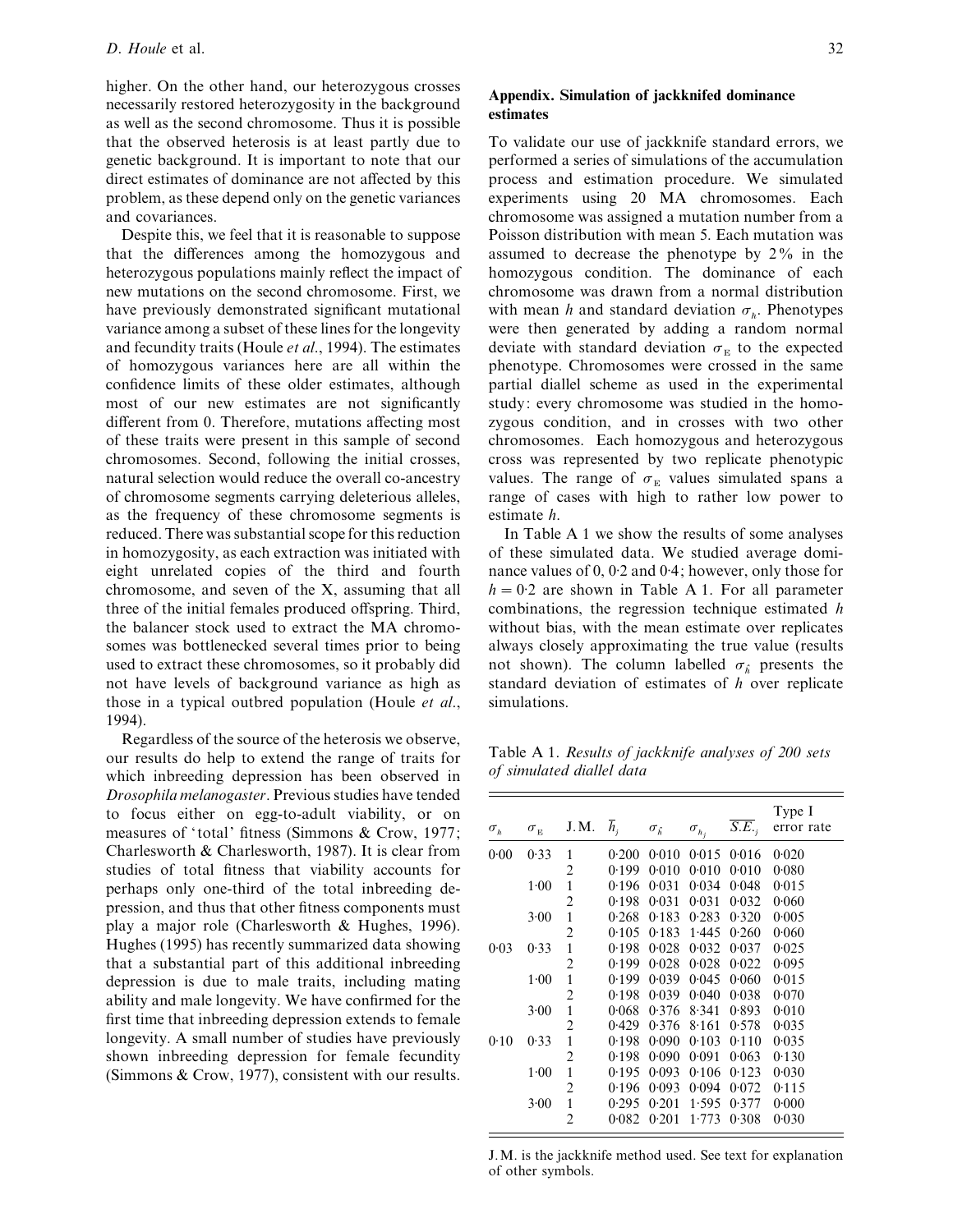higher. On the other hand, our heterozygous crosses necessarily restored heterozygosity in the background as well as the second chromosome. Thus it is possible that the observed heterosis is at least partly due to genetic background. It is important to note that our direct estimates of dominance are not affected by this problem, as these depend only on the genetic variances and covariances.

Despite this, we feel that it is reasonable to suppose that the differences among the homozygous and heterozygous populations mainly reflect the impact of new mutations on the second chromosome. First, we have previously demonstrated significant mutational variance among a subset of these lines for the longevity and fecundity traits (Houle *et al*., 1994). The estimates of homozygous variances here are all within the confidence limits of these older estimates, although most of our new estimates are not significantly different from 0. Therefore, mutations affecting most of these traits were present in this sample of second chromosomes. Second, following the initial crosses, natural selection would reduce the overall co-ancestry of chromosome segments carrying deleterious alleles, as the frequency of these chromosome segments is reduced. There was substantial scope for this reduction in homozygosity, as each extraction was initiated with eight unrelated copies of the third and fourth chromosome, and seven of the X, assuming that all three of the initial females produced offspring. Third, the balancer stock used to extract the MA chromosomes was bottlenecked several times prior to being used to extract these chromosomes, so it probably did not have levels of background variance as high as those in a typical outbred population (Houle *et al*., 1994).

Regardless of the source of the heterosis we observe, our results do help to extend the range of traits for which inbreeding depression has been observed in *Drosophila melanogaster*. Previous studies have tended to focus either on egg-to-adult viability, or on measures of 'total' fitness (Simmons & Crow, 1977; Charlesworth & Charlesworth, 1987). It is clear from studies of total fitness that viability accounts for perhaps only one-third of the total inbreeding depression, and thus that other fitness components must play a major role (Charlesworth & Hughes, 1996). Hughes (1995) has recently summarized data showing that a substantial part of this additional inbreeding depression is due to male traits, including mating ability and male longevity. We have confirmed for the first time that inbreeding depression extends to female longevity. A small number of studies have previously shown inbreeding depression for female fecundity (Simmons & Crow, 1977), consistent with our results.

## Appendix. Simulation of jackknifed dominance estimates

To validate our use of jackknife standard errors, we performed a series of simulations of the accumulation process and estimation procedure. We simulated experiments using 20 MA chromosomes. Each chromosome was assigned a mutation number from a Poisson distribution with mean 5. Each mutation was assumed to decrease the phenotype by 2% in the homozygous condition. The dominance of each chromosome was drawn from a normal distribution with mean $h$ and standard deviation $\sigma_h$. Phenotypes were then generated by adding a random normal deviate with standard deviation $\sigma_E$ to the expected phenotype. Chromosomes were crossed in the same partial diallel scheme as used in the experimental study: every chromosome was studied in the homozygous condition, and in crosses with two other chromosomes. Each homozygous and heterozygous cross was represented by two replicate phenotypic values. The range of $\sigma_E$ values simulated spans a range of cases with high to rather low power to estimate $h$.

In Table A 1 we show the results of some analyses of these simulated data. We studied average dominance values of 0, 0·2 and 0·4; however, only those for $h = 0{\cdot}2$ are shown in Table A 1. For all parameter combinations, the regression technique estimated $h$ without bias, with the mean estimate over replicates always closely approximating the true value (results not shown). The column labelled $\sigma_{\hat{h}}$ presents the standard deviation of estimates of $h$ over replicate simulations.

Table A 1. *Results of jackknife analyses of 200 sets of simulated diallel data*

| $\sigma_h$ | $\sigma_E$ | J.M. | $\bar{h}_j$ | $\sigma_{\hat{h}}$ | $\sigma_{h_j}$ | $\overline{S.E.}_{\cdot j}$ | Type I error rate |
|---|---|---|---|---|---|---|---|
| 0·00 | 0·33 | 1 | 0·200 | 0·010 | 0·015 | 0·016 | 0·020 |
| | | 2 | 0·199 | 0·010 | 0·010 | 0·010 | 0·080 |
| | 1·00 | 1 | 0·196 | 0·031 | 0·034 | 0·048 | 0·015 |
| | | 2 | 0·198 | 0·031 | 0·031 | 0·032 | 0·060 |
| | 3·00 | 1 | 0·268 | 0·183 | 0·283 | 0·320 | 0·005 |
| | | 2 | 0·105 | 0·183 | 1·445 | 0·260 | 0·060 |
| 0·03 | 0·33 | 1 | 0·198 | 0·028 | 0·032 | 0·037 | 0·025 |
| | | 2 | 0·199 | 0·028 | 0·028 | 0·022 | 0·095 |
| | 1·00 | 1 | 0·199 | 0·039 | 0·045 | 0·060 | 0·015 |
| | | 2 | 0·198 | 0·039 | 0·040 | 0·038 | 0·070 |
| | 3·00 | 1 | 0·068 | 0·376 | 8·341 | 0·893 | 0·010 |
| | | 2 | 0·429 | 0·376 | 8·161 | 0·578 | 0·035 |
| 0·10 | 0·33 | 1 | 0·198 | 0·090 | 0·103 | 0·110 | 0·035 |
| | | 2 | 0·198 | 0·090 | 0·091 | 0·063 | 0·130 |
| | 1·00 | 1 | 0·195 | 0·093 | 0·106 | 0·123 | 0·030 |
| | | 2 | 0·196 | 0·093 | 0·094 | 0·072 | 0·115 |
| | 3·00 | 1 | 0·295 | 0·201 | 1·595 | 0·377 | 0·000 |
| | | 2 | 0·082 | 0·201 | 1·773 | 0·308 | 0·030 |

J.M. is the jackknife method used. See text for explanation of other symbols.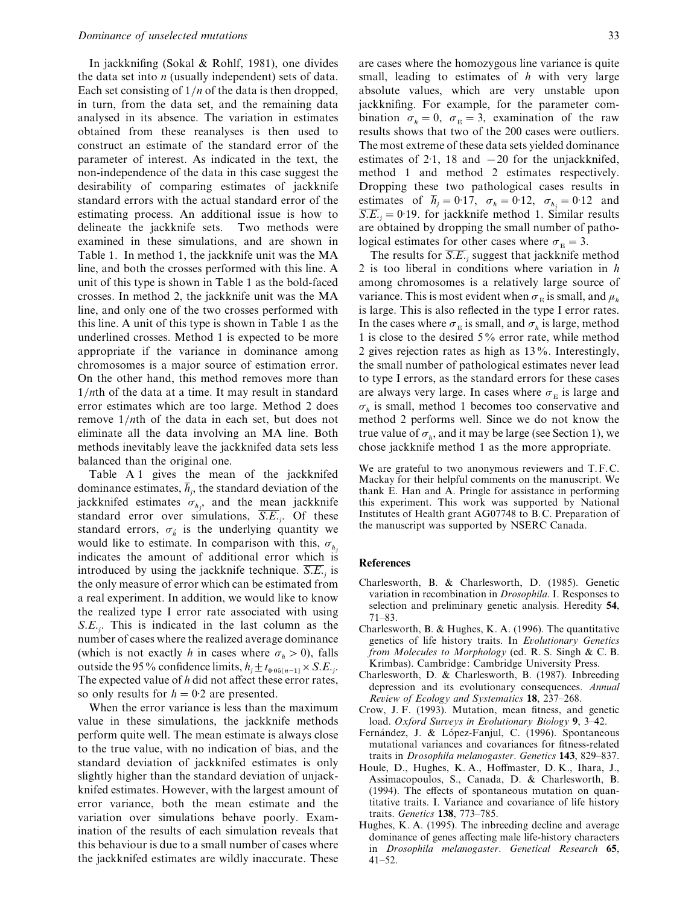In jackknifing (Sokal & Rohlf, 1981), one divides the data set into $n$ (usually independent) sets of data. Each set consisting of $1/n$ of the data is then dropped, in turn, from the data set, and the remaining data analysed in its absence. The variation in estimates obtained from these reanalyses is then used to construct an estimate of the standard error of the parameter of interest. As indicated in the text, the non-independence of the data in this case suggest the desirability of comparing estimates of jackknife standard errors with the actual standard error of the estimating process. An additional issue is how to delineate the jackknife sets. Two methods were examined in these simulations, and are shown in Table 1. In method 1, the jackknife unit was the MA line, and both the crosses performed with this line. A unit of this type is shown in Table 1 as the bold-faced crosses. In method 2, the jackknife unit was the MA line, and only one of the two crosses performed with this line. A unit of this type is shown in Table 1 as the underlined crosses. Method 1 is expected to be more appropriate if the variance in dominance among chromosomes is a major source of estimation error. On the other hand, this method removes more than $1/n$th of the data at a time. It may result in standard error estimates which are too large. Method 2 does remove $1/n$th of the data in each set, but does not eliminate all the data involving an MA line. Both methods inevitably leave the jackknifed data sets less balanced than the original one.

Table A 1 gives the mean of the jackknifed dominance estimates, $\overline{h}_j$, the standard deviation of the jackknifed estimates $\sigma_{h_j}$, and the mean jackknife standard error over simulations, $\overline{S.E._j}$. Of these standard errors, $\sigma_{\hat{h}}$ is the underlying quantity we would like to estimate. In comparison with this, $\sigma_{h_j}$ indicates the amount of additional error which is introduced by using the jackknife technique. $\overline{S.E._j}$ is the only measure of error which can be estimated from a real experiment. In addition, we would like to know the realized type I error rate associated with using $S.E._j$. This is indicated in the last column as the number of cases where the realized average dominance (which is not exactly $h$ in cases where $\sigma_h > 0$), falls outside the 95% confidence limits, $h_j \pm t_{0\cdot 05[n-1]} \times S.E._j$. The expected value of $h$ did not affect these error rates, so only results for $h = 0{\cdot}2$ are presented.

When the error variance is less than the maximum value in these simulations, the jackknife methods perform quite well. The mean estimate is always close to the true value, with no indication of bias, and the standard deviation of jackknifed estimates is only slightly higher than the standard deviation of unjackknifed estimates. However, with the largest amount of error variance, both the mean estimate and the variation over simulations behave poorly. Examination of the results of each simulation reveals that this behaviour is due to a small number of cases where the jackknifed estimates are wildly inaccurate. These are cases where the homozygous line variance is quite small, leading to estimates of $h$ with very large absolute values, which are very unstable upon jackknifing. For example, for the parameter combination $\sigma_h = 0$, $\sigma_E = 3$, examination of the raw results shows that two of the 200 cases were outliers. The most extreme of these data sets yielded dominance estimates of 2·1, 18 and −20 for the unjackknifed, method 1 and method 2 estimates respectively. Dropping these two pathological cases results in estimates of $\overline{h}_j = 0{\cdot}17$, $\sigma_h = 0{\cdot}12$, $\sigma_{h_j} = 0{\cdot}12$ and $\overline{S.E._j} = 0{\cdot}19$. for jackknife method 1. Similar results are obtained by dropping the small number of pathological estimates for other cases where $\sigma_E = 3$.

The results for $\overline{S.E._j}$ suggest that jackknife method 2 is too liberal in conditions where variation in $h$ among chromosomes is a relatively large source of variance. This is most evident when $\sigma_E$ is small, and $\mu_h$ is large. This is also reflected in the type I error rates. In the cases where $\sigma_E$ is small, and $\sigma_h$ is large, method 1 is close to the desired 5% error rate, while method 2 gives rejection rates as high as 13%. Interestingly, the small number of pathological estimates never lead to type I errors, as the standard errors for these cases are always very large. In cases where $\sigma_E$ is large and $\sigma_h$ is small, method 1 becomes too conservative and method 2 performs well. Since we do not know the true value of $\sigma_h$, and it may be large (see Section 1), we chose jackknife method 1 as the more appropriate.

We are grateful to two anonymous reviewers and T. F. C. Mackay for their helpful comments on the manuscript. We thank E. Han and A. Pringle for assistance in performing this experiment. This work was supported by National Institutes of Health grant AG07748 to B. C. Preparation of the manuscript was supported by NSERC Canada.

## References

Charlesworth, B. & Charlesworth, D. (1985). Genetic variation in recombination in *Drosophila*. I. Responses to selection and preliminary genetic analysis. Heredity **54**, 71–83.

Charlesworth, B. & Hughes, K. A. (1996). The quantitative genetics of life history traits. In *Evolutionary Genetics from Molecules to Morphology* (ed. R. S. Singh & C. B. Krimbas). Cambridge: Cambridge University Press.

Charlesworth, D. & Charlesworth, B. (1987). Inbreeding depression and its evolutionary consequences. *Annual Review of Ecology and Systematics* **18**, 237–268.

Crow, J. F. (1993). Mutation, mean fitness, and genetic load. *Oxford Surveys in Evolutionary Biology* **9**, 3–42.

Fernández, J. & López-Fanjul, C. (1996). Spontaneous mutational variances and covariances for fitness-related traits in *Drosophila melanogaster*. *Genetics* **143**, 829–837.

Houle, D., Hughes, K. A., Hoffmaster, D. K., Ihara, J., Assimacopoulos, S., Canada, D. & Charlesworth, B. (1994). The effects of spontaneous mutation on quantitative traits. I. Variance and covariance of life history traits. *Genetics* **138**, 773–785.

Hughes, K. A. (1995). The inbreeding decline and average dominance of genes affecting male life-history characters in *Drosophila melanogaster*. *Genetical Research* **65**, 41–52.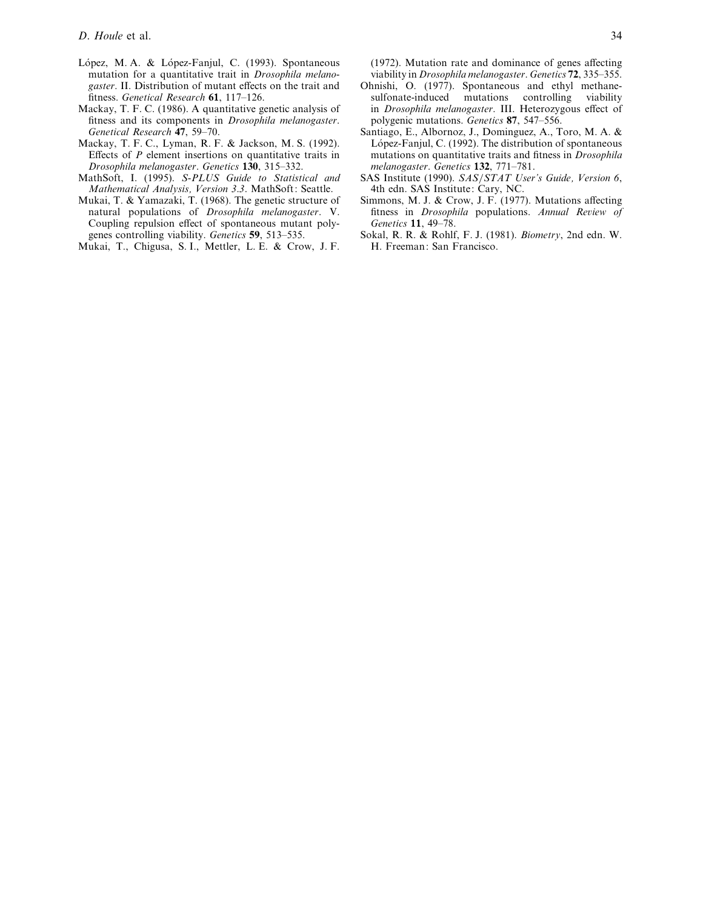López, M. A. & López-Fanjul, C. (1993). Spontaneous mutation for a quantitative trait in *Drosophila melanogaster*. II. Distribution of mutant effects on the trait and fitness. *Genetical Research* **61**, 117–126.

Mackay, T. F. C. (1986). A quantitative genetic analysis of fitness and its components in *Drosophila melanogaster*. *Genetical Research* **47**, 59–70.

Mackay, T. F. C., Lyman, R. F. & Jackson, M. S. (1992). Effects of *P* element insertions on quantitative traits in *Drosophila melanogaster*. *Genetics* **130**, 315–332.

MathSoft, I. (1995). *S-PLUS Guide to Statistical and Mathematical Analysis, Version 3.3*. MathSoft: Seattle.

Mukai, T. & Yamazaki, T. (1968). The genetic structure of natural populations of *Drosophila melanogaster*. V. Coupling repulsion effect of spontaneous mutant polygenes controlling viability. *Genetics* **59**, 513–535.

Mukai, T., Chigusa, S. I., Mettler, L. E. & Crow, J. F. (1972). Mutation rate and dominance of genes affecting viability in *Drosophila melanogaster*. *Genetics* **72**, 335–355.

Ohnishi, O. (1977). Spontaneous and ethyl methanesulfonate-induced mutations controlling viability in *Drosophila melanogaster*. III. Heterozygous effect of polygenic mutations. *Genetics* **87**, 547–556.

Santiago, E., Albornoz, J., Dominguez, A., Toro, M. A. & López-Fanjul, C. (1992). The distribution of spontaneous mutations on quantitative traits and fitness in *Drosophila melanogaster*. *Genetics* **132**, 771–781.

SAS Institute (1990). *SAS/STAT User's Guide, Version 6*, 4th edn. SAS Institute: Cary, NC.

Simmons, M. J. & Crow, J. F. (1977). Mutations affecting fitness in *Drosophila* populations. *Annual Review of Genetics* **11**, 49–78.

Sokal, R. R. & Rohlf, F. J. (1981). *Biometry*, 2nd edn. W. H. Freeman: San Francisco.